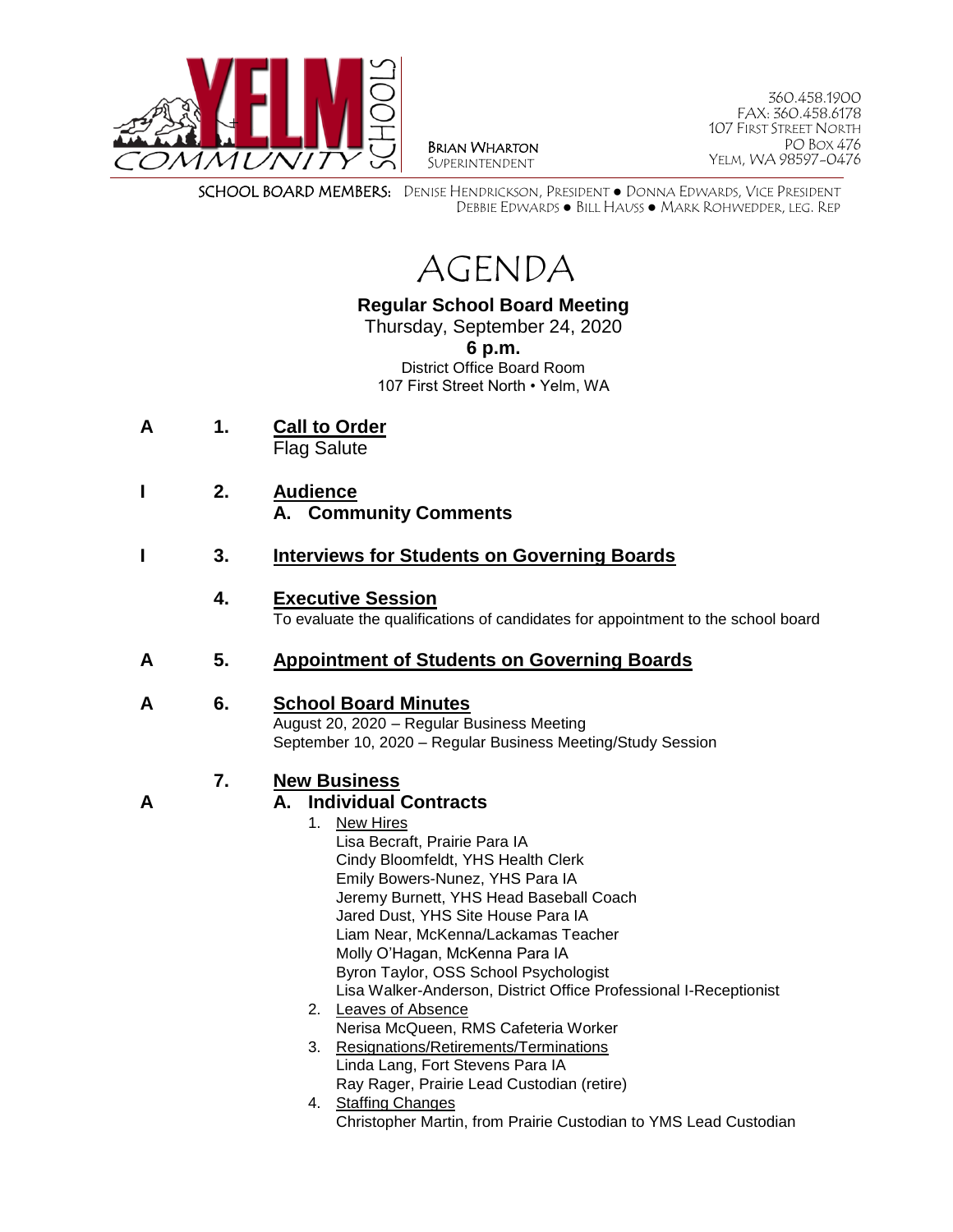YELM COMMUNITY SCHOOLS

BRIAN WHARTON
SUPERINTENDENT

360.458.1900
FAX: 360.458.6178
107 FIRST STREET NORTH
PO BOX 476
YELM, WA 98597-0476

SCHOOL BOARD MEMBERS: DENISE HENDRICKSON, PRESIDENT ● DONNA EDWARDS, VICE PRESIDENT
DEBBIE EDWARDS ● BILL HAUSS ● MARK ROHWEDDER, LEG. REP

# AGENDA

**Regular School Board Meeting**
Thursday, September 24, 2020
**6 p.m.**
District Office Board Room
107 First Street North • Yelm, WA

**A 1. Call to Order**
Flag Salute

**I 2. Audience**
**A. Community Comments**

**I 3. Interviews for Students on Governing Boards**

**4. Executive Session**
To evaluate the qualifications of candidates for appointment to the school board

**A 5. Appointment of Students on Governing Boards**

**A 6. School Board Minutes**
August 20, 2020 – Regular Business Meeting
September 10, 2020 – Regular Business Meeting/Study Session

**7. New Business**

**A A. Individual Contracts**

1. New Hires
   Lisa Becraft, Prairie Para IA
   Cindy Bloomfeldt, YHS Health Clerk
   Emily Bowers-Nunez, YHS Para IA
   Jeremy Burnett, YHS Head Baseball Coach
   Jared Dust, YHS Site House Para IA
   Liam Near, McKenna/Lackamas Teacher
   Molly O'Hagan, McKenna Para IA
   Byron Taylor, OSS School Psychologist
   Lisa Walker-Anderson, District Office Professional I-Receptionist
2. Leaves of Absence
   Nerisa McQueen, RMS Cafeteria Worker
3. Resignations/Retirements/Terminations
   Linda Lang, Fort Stevens Para IA
   Ray Rager, Prairie Lead Custodian (retire)
4. Staffing Changes
   Christopher Martin, from Prairie Custodian to YMS Lead Custodian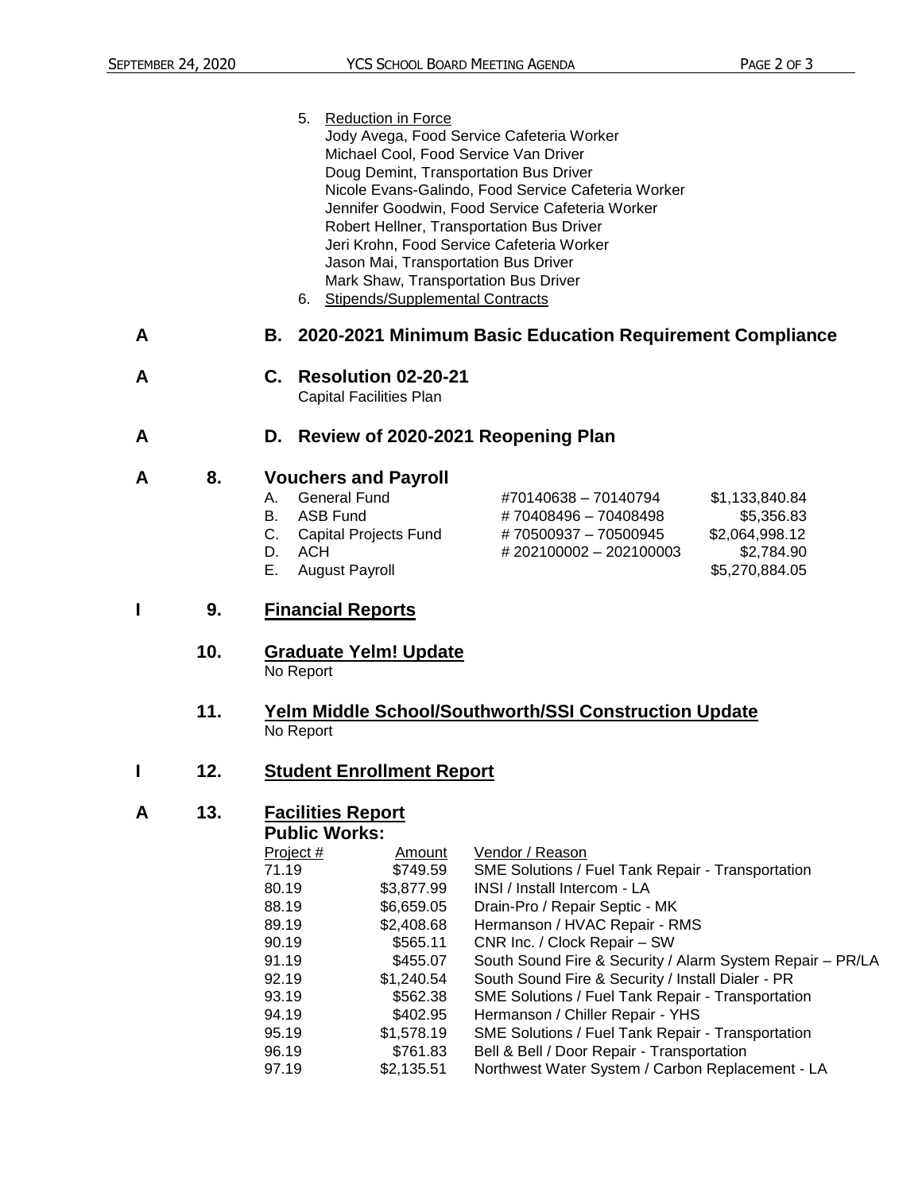5. Reduction in Force
   Jody Avega, Food Service Cafeteria Worker
   Michael Cool, Food Service Van Driver
   Doug Demint, Transportation Bus Driver
   Nicole Evans-Galindo, Food Service Cafeteria Worker
   Jennifer Goodwin, Food Service Cafeteria Worker
   Robert Hellner, Transportation Bus Driver
   Jeri Krohn, Food Service Cafeteria Worker
   Jason Mai, Transportation Bus Driver
   Mark Shaw, Transportation Bus Driver
6. Stipends/Supplemental Contracts

A **B. 2020-2021 Minimum Basic Education Requirement Compliance**

A **C. Resolution 02-20-21**
Capital Facilities Plan

A **D. Review of 2020-2021 Reopening Plan**

A **8. Vouchers and Payroll**

| | | | |
|---|---|---|---|
| A. | General Fund | #70140638 – 70140794 | $1,133,840.84 |
| B. | ASB Fund | # 70408496 – 70408498 | $5,356.83 |
| C. | Capital Projects Fund | # 70500937 – 70500945 | $2,064,998.12 |
| D. | ACH | # 202100002 – 202100003 | $2,784.90 |
| E. | August Payroll | | $5,270,884.05 |

I **9. Financial Reports**

**10. Graduate Yelm! Update**
No Report

**11. Yelm Middle School/Southworth/SSI Construction Update**
No Report

I **12. Student Enrollment Report**

A **13. Facilities Report**

**Public Works:**

| Project # | Amount | Vendor / Reason |
|---|---|---|
| 71.19 | $749.59 | SME Solutions / Fuel Tank Repair - Transportation |
| 80.19 | $3,877.99 | INSI / Install Intercom - LA |
| 88.19 | $6,659.05 | Drain-Pro / Repair Septic - MK |
| 89.19 | $2,408.68 | Hermanson / HVAC Repair - RMS |
| 90.19 | $565.11 | CNR Inc. / Clock Repair – SW |
| 91.19 | $455.07 | South Sound Fire & Security / Alarm System Repair – PR/LA |
| 92.19 | $1,240.54 | South Sound Fire & Security / Install Dialer - PR |
| 93.19 | $562.38 | SME Solutions / Fuel Tank Repair - Transportation |
| 94.19 | $402.95 | Hermanson / Chiller Repair - YHS |
| 95.19 | $1,578.19 | SME Solutions / Fuel Tank Repair - Transportation |
| 96.19 | $761.83 | Bell & Bell / Door Repair - Transportation |
| 97.19 | $2,135.51 | Northwest Water System / Carbon Replacement - LA |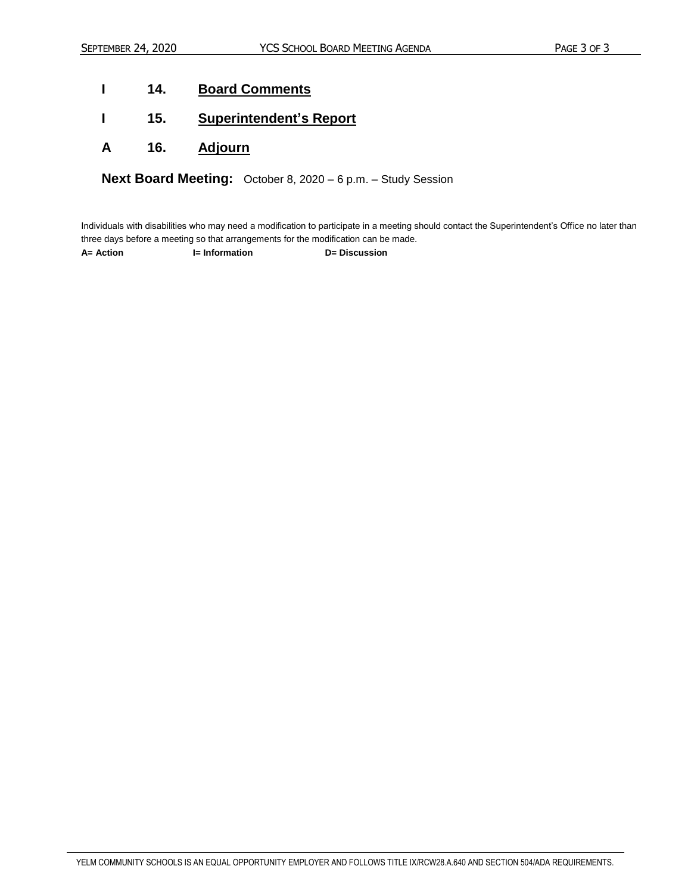**I 14. Board Comments**

**I 15. Superintendent's Report**

**A 16. Adjourn**

**Next Board Meeting:** October 8, 2020 – 6 p.m. – Study Session

Individuals with disabilities who may need a modification to participate in a meeting should contact the Superintendent's Office no later than three days before a meeting so that arrangements for the modification can be made.

**A= Action** **I= Information** **D= Discussion**

YELM COMMUNITY SCHOOLS IS AN EQUAL OPPORTUNITY EMPLOYER AND FOLLOWS TITLE IX/RCW28.A.640 AND SECTION 504/ADA REQUIREMENTS.